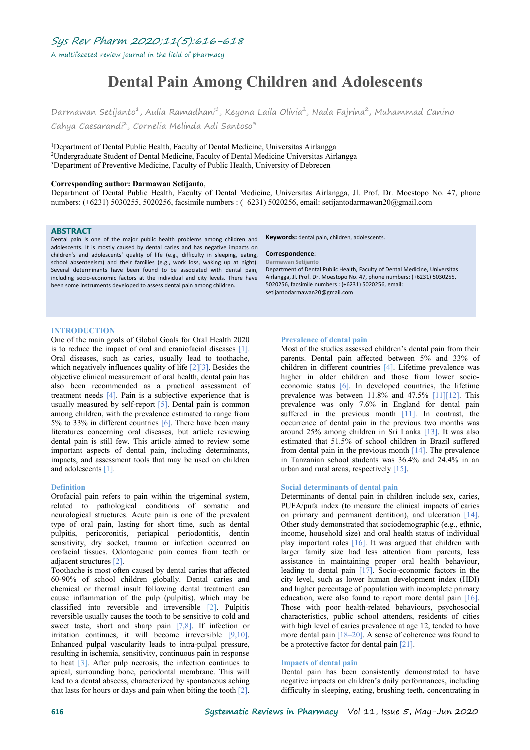# Dental Pain Among Children and Adolescents

Darmawan Setijanto[1], Aulia Ramadhani[1], Keyona Laila Olivia[2], Nada Fajrina[2], Muhammad Canino Cahya Caesarandi[2], Cornelia Melinda Adi Santoso[3]

[1]Department of Dental Public Health, Faculty of Dental Medicine, Universitas Airlangga
[2]Undergraduate Student of Dental Medicine, Faculty of Dental Medicine Universitas Airlangga
[3]Department of Preventive Medicine, Faculty of Public Health, University of Debrecen

**Corresponding author: Darmawan Setijanto**,
Department of Dental Public Health, Faculty of Dental Medicine, Universitas Airlangga, Jl. Prof. Dr. Moestopo No. 47, phone numbers: (+6231) 5030255, 5020256, facsimile numbers : (+6231) 5020256, email: setijantodarmawan20@gmail.com

## ABSTRACT

Dental pain is one of the major public health problems among children and adolescents. It is mostly caused by dental caries and has negative impacts on children's and adolescents' quality of life (e.g., difficulty in sleeping, eating, school absenteeism) and their families (e.g., work loss, waking up at night). Several determinants have been found to be associated with dental pain, including socio-economic factors at the individual and city levels. There have been some instruments developed to assess dental pain among children.

**Keywords:** dental pain, children, adolescents.

**Correspondence**:
Darmawan Setijanto
Department of Dental Public Health, Faculty of Dental Medicine, Universitas Airlangga, Jl. Prof. Dr. Moestopo No. 47, phone numbers: (+6231) 5030255, 5020256, facsimile numbers : (+6231) 5020256, email: setijantodarmawan20@gmail.com

## INTRODUCTION

One of the main goals of Global Goals for Oral Health 2020 is to reduce the impact of oral and craniofacial diseases [1]. Oral diseases, such as caries, usually lead to toothache, which negatively influences quality of life [2][3]. Besides the objective clinical measurement of oral health, dental pain has also been recommended as a practical assessment of treatment needs [4]. Pain is a subjective experience that is usually measured by self-report [5]. Dental pain is common among children, with the prevalence estimated to range from 5% to 33% in different countries [6]. There have been many literatures concerning oral diseases, but article reviewing dental pain is still few. This article aimed to review some important aspects of dental pain, including determinants, impacts, and assessment tools that may be used on children and adolescents [1].

### Definition

Orofacial pain refers to pain within the trigeminal system, related to pathological conditions of somatic and neurological structures. Acute pain is one of the prevalent type of oral pain, lasting for short time, such as dental pulpitis, pericoronitis, periapical periodontitis, dentin sensitivity, dry socket, trauma or infection occurred on orofacial tissues. Odontogenic pain comes from teeth or adjacent structures [2].

Toothache is most often caused by dental caries that affected 60-90% of school children globally. Dental caries and chemical or thermal insult following dental treatment can cause inflammation of the pulp (pulpitis), which may be classified into reversible and irreversible [2]. Pulpitis reversible usually causes the tooth to be sensitive to cold and sweet taste, short and sharp pain [7,8]. If infection or irritation continues, it will become irreversible [9,10]. Enhanced pulpal vascularity leads to intra-pulpal pressure, resulting in ischemia, sensitivity, continuous pain in response to heat [3]. After pulp necrosis, the infection continues to apical, surrounding bone, periodontal membrane. This will lead to a dental abscess, characterized by spontaneous aching that lasts for hours or days and pain when biting the tooth [2].

### Prevalence of dental pain

Most of the studies assessed children's dental pain from their parents. Dental pain affected between 5% and 33% of children in different countries [4]. Lifetime prevalence was higher in older children and those from lower socio-economic status [6]. In developed countries, the lifetime prevalence was between 11.8% and 47.5% [11][12]. This prevalence was only 7.6% in England for dental pain suffered in the previous month [11]. In contrast, the occurrence of dental pain in the previous two months was around 25% among children in Sri Lanka [13]. It was also estimated that 51.5% of school children in Brazil suffered from dental pain in the previous month [14]. The prevalence in Tanzanian school students was 36.4% and 24.4% in an urban and rural areas, respectively [15].

### Social determinants of dental pain

Determinants of dental pain in children include sex, caries, PUFA/pufa index (to measure the clinical impacts of caries on primary and permanent dentition), and ulceration [14]. Other study demonstrated that sociodemographic (e.g., ethnic, income, household size) and oral health status of individual play important roles [16]. It was argued that children with larger family size had less attention from parents, less assistance in maintaining proper oral health behaviour, leading to dental pain [17]. Socio-economic factors in the city level, such as lower human development index (HDI) and higher percentage of population with incomplete primary education, were also found to report more dental pain [16]. Those with poor health-related behaviours, psychosocial characteristics, public school attenders, residents of cities with high level of caries prevalence at age 12, tended to have more dental pain [18–20]. A sense of coherence was found to be a protective factor for dental pain [21].

### Impacts of dental pain

Dental pain has been consistently demonstrated to have negative impacts on children's daily performances, including difficulty in sleeping, eating, brushing teeth, concentrating in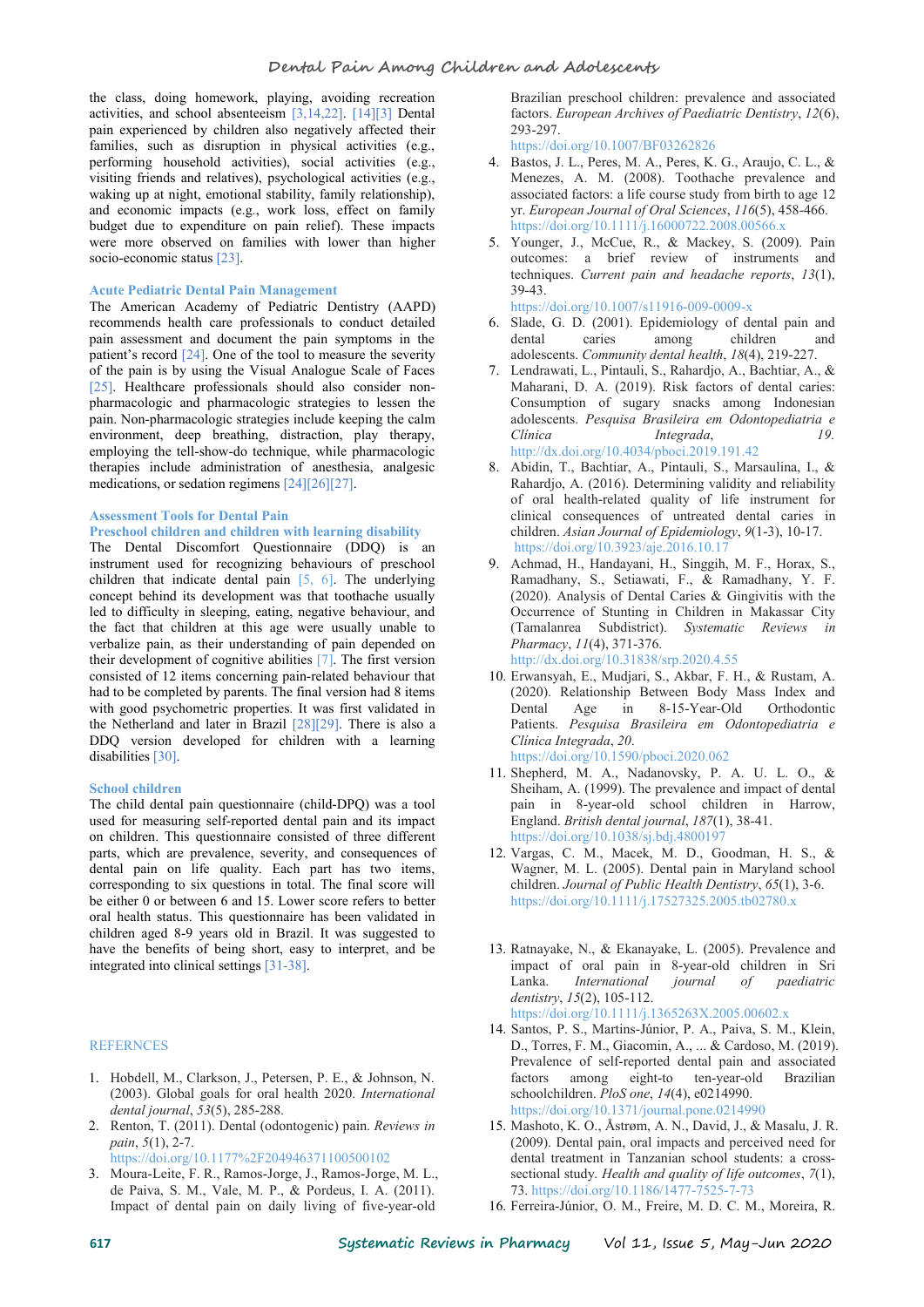the class, doing homework, playing, avoiding recreation activities, and school absenteeism [3,14,22]. [14][3] Dental pain experienced by children also negatively affected their families, such as disruption in physical activities (e.g., performing household activities), social activities (e.g., visiting friends and relatives), psychological activities (e.g., waking up at night, emotional stability, family relationship), and economic impacts (e.g., work loss, effect on family budget due to expenditure on pain relief). These impacts were more observed on families with lower than higher socio-economic status [23].

## Acute Pediatric Dental Pain Management

The American Academy of Pediatric Dentistry (AAPD) recommends health care professionals to conduct detailed pain assessment and document the pain symptoms in the patient's record [24]. One of the tool to measure the severity of the pain is by using the Visual Analogue Scale of Faces [25]. Healthcare professionals should also consider non-pharmacologic and pharmacologic strategies to lessen the pain. Non-pharmacologic strategies include keeping the calm environment, deep breathing, distraction, play therapy, employing the tell-show-do technique, while pharmacologic therapies include administration of anesthesia, analgesic medications, or sedation regimens [24][26][27].

## Assessment Tools for Dental Pain

### Preschool children and children with learning disability

The Dental Discomfort Questionnaire (DDQ) is an instrument used for recognizing behaviours of preschool children that indicate dental pain [5, 6]. The underlying concept behind its development was that toothache usually led to difficulty in sleeping, eating, negative behaviour, and the fact that children at this age were usually unable to verbalize pain, as their understanding of pain depended on their development of cognitive abilities [7]. The first version consisted of 12 items concerning pain-related behaviour that had to be completed by parents. The final version had 8 items with good psychometric properties. It was first validated in the Netherland and later in Brazil [28][29]. There is also a DDQ version developed for children with a learning disabilities [30].

### School children

The child dental pain questionnaire (child-DPQ) was a tool used for measuring self-reported dental pain and its impact on children. This questionnaire consisted of three different parts, which are prevalence, severity, and consequences of dental pain on life quality. Each part has two items, corresponding to six questions in total. The final score will be either 0 or between 6 and 15. Lower score refers to better oral health status. This questionnaire has been validated in children aged 8-9 years old in Brazil. It was suggested to have the benefits of being short, easy to interpret, and be integrated into clinical settings [31-38].

## REFERNCES

1. Hobdell, M., Clarkson, J., Petersen, P. E., & Johnson, N. (2003). Global goals for oral health 2020. *International dental journal*, *53*(5), 285-288.
2. Renton, T. (2011). Dental (odontogenic) pain. *Reviews in pain*, *5*(1), 2-7. https://doi.org/10.1177%2F204946371100500102
3. Moura-Leite, F. R., Ramos-Jorge, J., Ramos-Jorge, M. L., de Paiva, S. M., Vale, M. P., & Pordeus, I. A. (2011). Impact of dental pain on daily living of five-year-old Brazilian preschool children: prevalence and associated factors. *European Archives of Paediatric Dentistry*, *12*(6), 293-297. https://doi.org/10.1007/BF03262826
4. Bastos, J. L., Peres, M. A., Peres, K. G., Araujo, C. L., & Menezes, A. M. (2008). Toothache prevalence and associated factors: a life course study from birth to age 12 yr. *European Journal of Oral Sciences*, *116*(5), 458-466. https://doi.org/10.1111/j.16000722.2008.00566.x
5. Younger, J., McCue, R., & Mackey, S. (2009). Pain outcomes: a brief review of instruments and techniques. *Current pain and headache reports*, *13*(1), 39-43. https://doi.org/10.1007/s11916-009-0009-x
6. Slade, G. D. (2001). Epidemiology of dental pain and dental caries among children and adolescents. *Community dental health*, *18*(4), 219-227.
7. Lendrawati, L., Pintauli, S., Rahardjo, A., Bachtiar, A., & Maharani, D. A. (2019). Risk factors of dental caries: Consumption of sugary snacks among Indonesian adolescents. *Pesquisa Brasileira em Odontopediatria e Clínica Integrada*, *19*. http://dx.doi.org/10.4034/pboci.2019.191.42
8. Abidin, T., Bachtiar, A., Pintauli, S., Marsaulina, I., & Rahardjo, A. (2016). Determining validity and reliability of oral health-related quality of life instrument for clinical consequences of untreated dental caries in children. *Asian Journal of Epidemiology*, *9*(1-3), 10-17. https://doi.org/10.3923/aje.2016.10.17
9. Achmad, H., Handayani, H., Singgih, M. F., Horax, S., Ramadhany, S., Setiawati, F., & Ramadhany, Y. F. (2020). Analysis of Dental Caries & Gingivitis with the Occurrence of Stunting in Children in Makassar City (Tamalanrea Subdistrict). *Systematic Reviews in Pharmacy*, *11*(4), 371-376. http://dx.doi.org/10.31838/srp.2020.4.55
10. Erwansyah, E., Mudjari, S., Akbar, F. H., & Rustam, A. (2020). Relationship Between Body Mass Index and Dental Age in 8-15-Year-Old Orthodontic Patients. *Pesquisa Brasileira em Odontopediatria e Clínica Integrada*, *20*. https://doi.org/10.1590/pboci.2020.062
11. Shepherd, M. A., Nadanovsky, P. A. U. L. O., & Sheiham, A. (1999). The prevalence and impact of dental pain in 8-year-old school children in Harrow, England. *British dental journal*, *187*(1), 38-41. https://doi.org/10.1038/sj.bdj.4800197
12. Vargas, C. M., Macek, M. D., Goodman, H. S., & Wagner, M. L. (2005). Dental pain in Maryland school children. *Journal of Public Health Dentistry*, *65*(1), 3-6. https://doi.org/10.1111/j.17527325.2005.tb02780.x
13. Ratnayake, N., & Ekanayake, L. (2005). Prevalence and impact of oral pain in 8-year-old children in Sri Lanka. *International journal of paediatric dentistry*, *15*(2), 105-112. https://doi.org/10.1111/j.1365263X.2005.00602.x
14. Santos, P. S., Martins-Júnior, P. A., Paiva, S. M., Klein, D., Torres, F. M., Giacomin, A., ... & Cardoso, M. (2019). Prevalence of self-reported dental pain and associated factors among eight-to ten-year-old Brazilian schoolchildren. *PloS one*, *14*(4), e0214990. https://doi.org/10.1371/journal.pone.0214990
15. Mashoto, K. O., Åstrøm, A. N., David, J., & Masalu, J. R. (2009). Dental pain, oral impacts and perceived need for dental treatment in Tanzanian school students: a cross-sectional study. *Health and quality of life outcomes*, *7*(1), 73. https://doi.org/10.1186/1477-7525-7-73
16. Ferreira-Júnior, O. M., Freire, M. D. C. M., Moreira, R.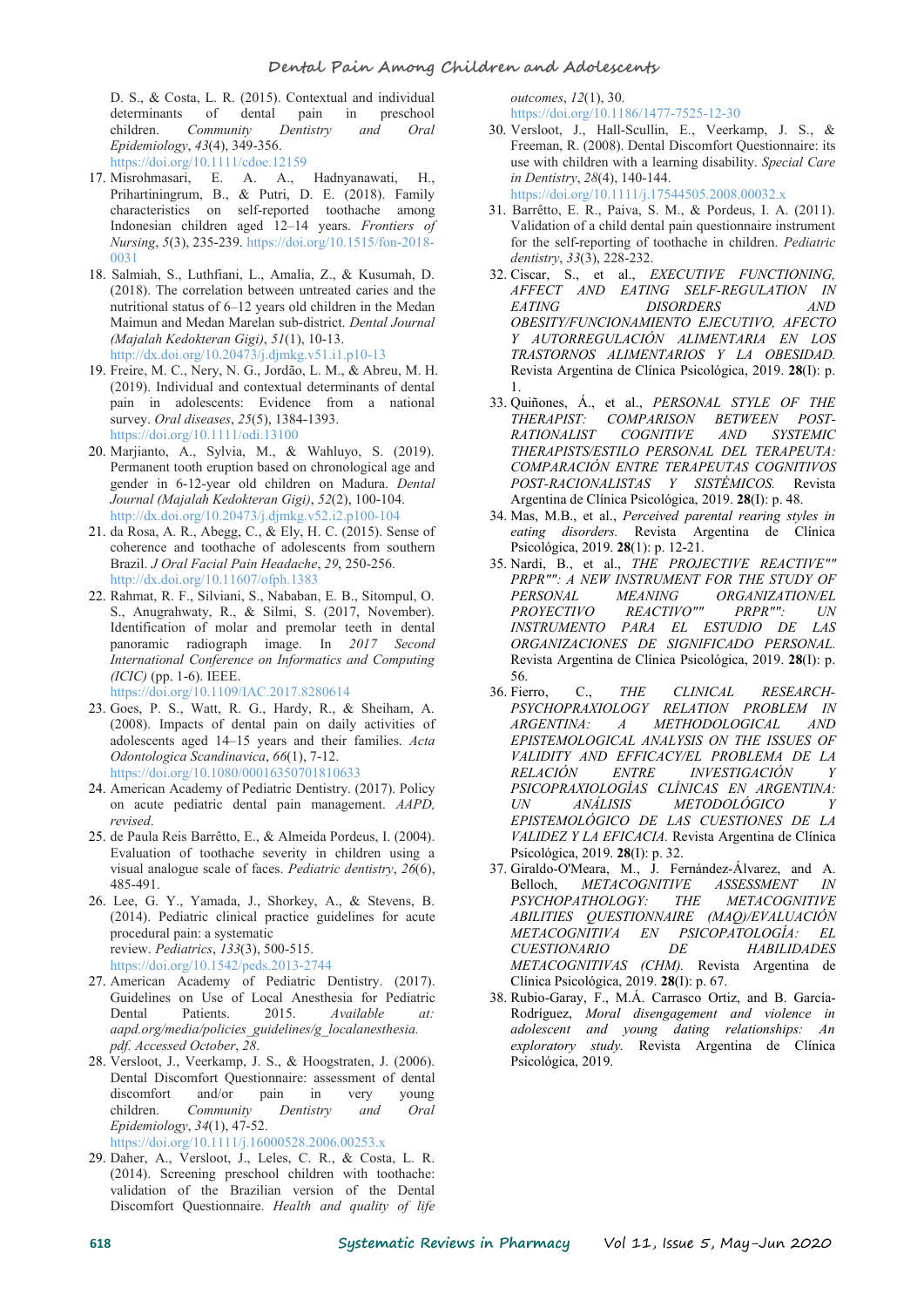D. S., & Costa, L. R. (2015). Contextual and individual determinants of dental pain in preschool children. *Community Dentistry and Oral Epidemiology*, *43*(4), 349-356. https://doi.org/10.1111/cdoe.12159

17. Misrohmasari, E. A. A., Hadnyanawati, H., Prihartiningrum, B., & Putri, D. E. (2018). Family characteristics on self-reported toothache among Indonesian children aged 12–14 years. *Frontiers of Nursing*, *5*(3), 235-239. https://doi.org/10.1515/fon-2018-0031
18. Salmiah, S., Luthfiani, L., Amalia, Z., & Kusumah, D. (2018). The correlation between untreated caries and the nutritional status of 6–12 years old children in the Medan Maimun and Medan Marelan sub-district. *Dental Journal (Majalah Kedokteran Gigi)*, *51*(1), 10-13. http://dx.doi.org/10.20473/j.djmkg.v51.i1.p10-13
19. Freire, M. C., Nery, N. G., Jordão, L. M., & Abreu, M. H. (2019). Individual and contextual determinants of dental pain in adolescents: Evidence from a national survey. *Oral diseases*, *25*(5), 1384-1393. https://doi.org/10.1111/odi.13100
20. Marjianto, A., Sylvia, M., & Wahluyo, S. (2019). Permanent tooth eruption based on chronological age and gender in 6-12-year old children on Madura. *Dental Journal (Majalah Kedokteran Gigi)*, *52*(2), 100-104. http://dx.doi.org/10.20473/j.djmkg.v52.i2.p100-104
21. da Rosa, A. R., Abegg, C., & Ely, H. C. (2015). Sense of coherence and toothache of adolescents from southern Brazil. *J Oral Facial Pain Headache*, *29*, 250-256. http://dx.doi.org/10.11607/ofph.1383
22. Rahmat, R. F., Silviani, S., Nababan, E. B., Sitompul, O. S., Anugrahwaty, R., & Silmi, S. (2017, November). Identification of molar and premolar teeth in dental panoramic radiograph image. In *2017 Second International Conference on Informatics and Computing (ICIC)* (pp. 1-6). IEEE. https://doi.org/10.1109/IAC.2017.8280614
23. Goes, P. S., Watt, R. G., Hardy, R., & Sheiham, A. (2008). Impacts of dental pain on daily activities of adolescents aged 14–15 years and their families. *Acta Odontologica Scandinavica*, *66*(1), 7-12. https://doi.org/10.1080/00016350701810633
24. American Academy of Pediatric Dentistry. (2017). Policy on acute pediatric dental pain management. *AAPD, revised*.
25. de Paula Reis Barrêtto, E., & Almeida Pordeus, I. (2004). Evaluation of toothache severity in children using a visual analogue scale of faces. *Pediatric dentistry*, *26*(6), 485-491.
26. Lee, G. Y., Yamada, J., Shorkey, A., & Stevens, B. (2014). Pediatric clinical practice guidelines for acute procedural pain: a systematic review. *Pediatrics*, *133*(3), 500-515. https://doi.org/10.1542/peds.2013-2744
27. American Academy of Pediatric Dentistry. (2017). Guidelines on Use of Local Anesthesia for Pediatric Dental Patients. 2015. *Available at: aapd.org/media/policies_guidelines/g_localanesthesia.pdf. Accessed October*, *28*.
28. Versloot, J., Veerkamp, J. S., & Hoogstraten, J. (2006). Dental Discomfort Questionnaire: assessment of dental discomfort and/or pain in very young children. *Community Dentistry and Oral Epidemiology*, *34*(1), 47-52. https://doi.org/10.1111/j.16000528.2006.00253.x
29. Daher, A., Versloot, J., Leles, C. R., & Costa, L. R. (2014). Screening preschool children with toothache: validation of the Brazilian version of the Dental Discomfort Questionnaire. *Health and quality of life outcomes*, *12*(1), 30. https://doi.org/10.1186/1477-7525-12-30
30. Versloot, J., Hall-Scullin, E., Veerkamp, J. S., & Freeman, R. (2008). Dental Discomfort Questionnaire: its use with children with a learning disability. *Special Care in Dentistry*, *28*(4), 140-144. https://doi.org/10.1111/j.17544505.2008.00032.x
31. Barrêtto, E. R., Paiva, S. M., & Pordeus, I. A. (2011). Validation of a child dental pain questionnaire instrument for the self-reporting of toothache in children. *Pediatric dentistry*, *33*(3), 228-232.
32. Ciscar, S., et al., *EXECUTIVE FUNCTIONING, AFFECT AND EATING SELF-REGULATION IN EATING DISORDERS AND OBESITY/FUNCIONAMIENTO EJECUTIVO, AFECTO Y AUTORREGULACIÓN ALIMENTARIA EN LOS TRASTORNOS ALIMENTARIOS Y LA OBESIDAD.* Revista Argentina de Clínica Psicológica, 2019. **28**(I): p. 1.
33. Quiñones, Á., et al., *PERSONAL STYLE OF THE THERAPIST: COMPARISON BETWEEN POST-RATIONALIST COGNITIVE AND SYSTEMIC THERAPISTS/ESTILO PERSONAL DEL TERAPEUTA: COMPARACIÓN ENTRE TERAPEUTAS COGNITIVOS POST-RACIONALISTAS Y SISTÉMICOS.* Revista Argentina de Clínica Psicológica, 2019. **28**(I): p. 48.
34. Mas, M.B., et al., *Perceived parental rearing styles in eating disorders.* Revista Argentina de Clínica Psicológica, 2019. **28**(1): p. 12-21.
35. Nardi, B., et al., *THE PROJECTIVE REACTIVE"" PRPR"": A NEW INSTRUMENT FOR THE STUDY OF PERSONAL MEANING ORGANIZATION/EL PROYECTIVO REACTIVO"" PRPR"": UN INSTRUMENTO PARA EL ESTUDIO DE LAS ORGANIZACIONES DE SIGNIFICADO PERSONAL.* Revista Argentina de Clínica Psicológica, 2019. **28**(I): p. 56.
36. Fierro, C., *THE CLINICAL RESEARCH-PSYCHOPRAXIOLOGY RELATION PROBLEM IN ARGENTINA: A METHODOLOGICAL AND EPISTEMOLOGICAL ANALYSIS ON THE ISSUES OF VALIDITY AND EFFICACY/EL PROBLEMA DE LA RELACIÓN ENTRE INVESTIGACIÓN Y PSICOPRAXIOLOGÍAS CLÍNICAS EN ARGENTINA: UN ANÁLISIS METODOLÓGICO Y EPISTEMOLÓGICO DE LAS CUESTIONES DE LA VALIDEZ Y LA EFICACIA.* Revista Argentina de Clínica Psicológica, 2019. **28**(I): p. 32.
37. Giraldo-O'Meara, M., J. Fernández-Álvarez, and A. Belloch, *METACOGNITIVE ASSESSMENT IN PSYCHOPATHOLOGY: THE METACOGNITIVE ABILITIES QUESTIONNAIRE (MAQ)/EVALUACIÓN METACOGNITIVA EN PSICOPATOLOGÍA: EL CUESTIONARIO DE HABILIDADES METACOGNITIVAS (CHM).* Revista Argentina de Clínica Psicológica, 2019. **28**(I): p. 67.
38. Rubio-Garay, F., M.Á. Carrasco Ortiz, and B. García-Rodríguez, *Moral disengagement and violence in adolescent and young dating relationships: An exploratory study.* Revista Argentina de Clínica Psicológica, 2019.